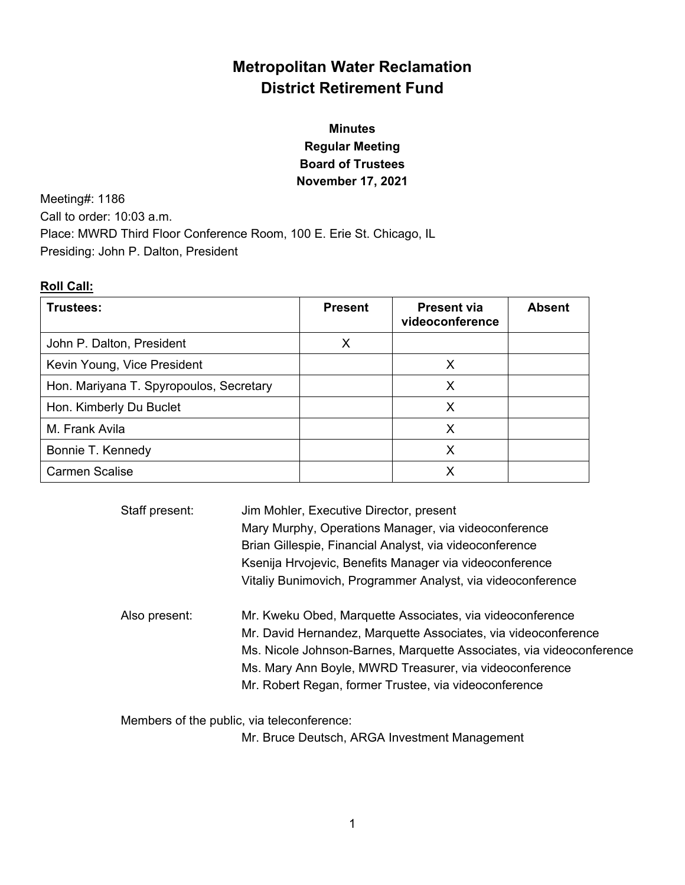# Metropolitan Water Reclamation District Retirement Fund

## Minutes
## Regular Meeting
## Board of Trustees
## November 17, 2021

Meeting#: 1186
Call to order: 10:03 a.m.
Place: MWRD Third Floor Conference Room, 100 E. Erie St. Chicago, IL
Presiding: John P. Dalton, President

**Roll Call:**

| Trustees: | Present | Present via videoconference | Absent |
|---|---|---|---|
| John P. Dalton, President | X | | |
| Kevin Young, Vice President | | X | |
| Hon. Mariyana T. Spyropoulos, Secretary | | X | |
| Hon. Kimberly Du Buclet | | X | |
| M. Frank Avila | | X | |
| Bonnie T. Kennedy | | X | |
| Carmen Scalise | | X | |

Staff present:
Jim Mohler, Executive Director, present
Mary Murphy, Operations Manager, via videoconference
Brian Gillespie, Financial Analyst, via videoconference
Ksenija Hrvojevic, Benefits Manager via videoconference
Vitaliy Bunimovich, Programmer Analyst, via videoconference

Also present:
Mr. Kweku Obed, Marquette Associates, via videoconference
Mr. David Hernandez, Marquette Associates, via videoconference
Ms. Nicole Johnson-Barnes, Marquette Associates, via videoconference
Ms. Mary Ann Boyle, MWRD Treasurer, via videoconference
Mr. Robert Regan, former Trustee, via videoconference

Members of the public, via teleconference:
Mr. Bruce Deutsch, ARGA Investment Management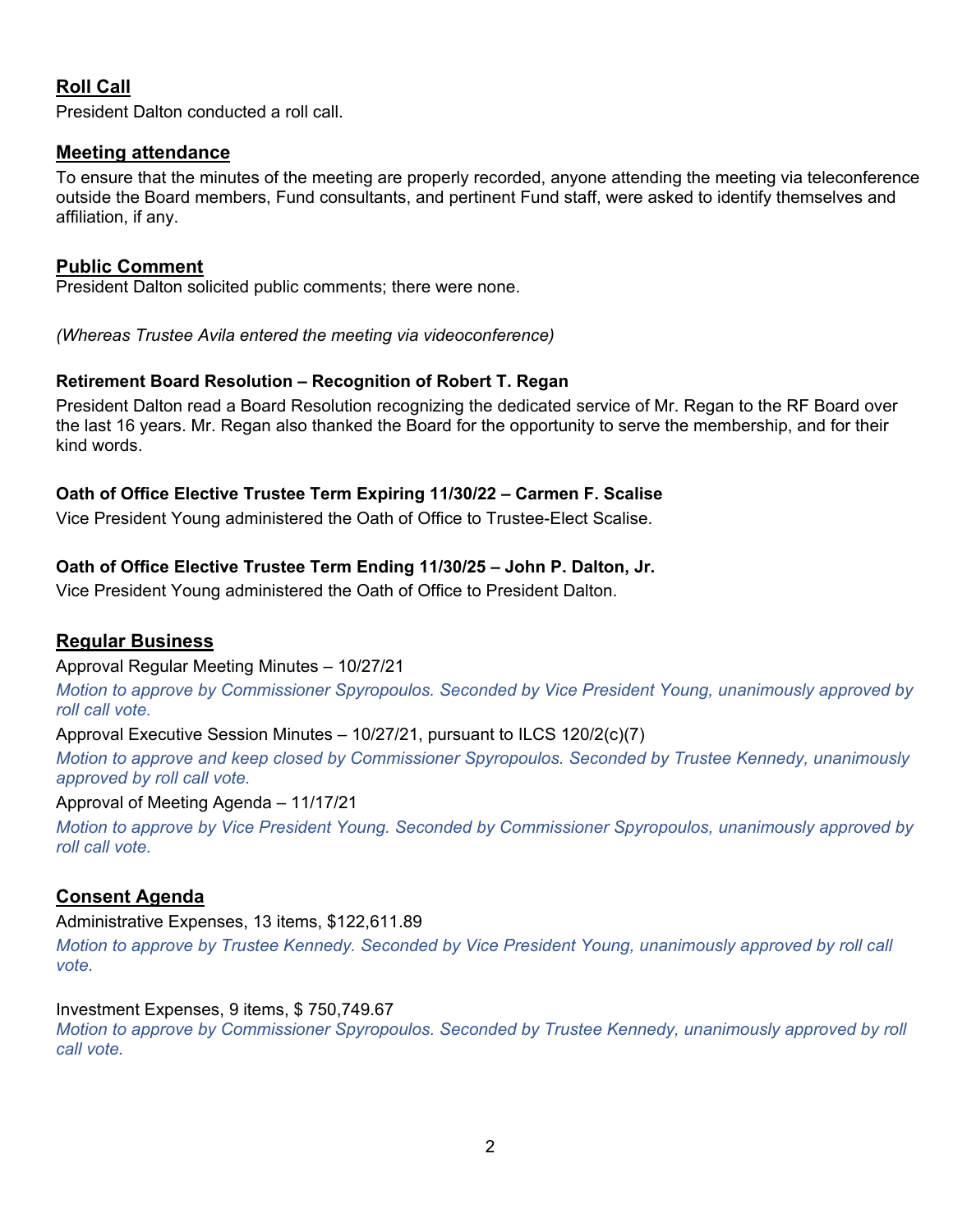## Roll Call

President Dalton conducted a roll call.

## Meeting attendance

To ensure that the minutes of the meeting are properly recorded, anyone attending the meeting via teleconference outside the Board members, Fund consultants, and pertinent Fund staff, were asked to identify themselves and affiliation, if any.

## Public Comment

President Dalton solicited public comments; there were none.

*(Whereas Trustee Avila entered the meeting via videoconference)*

### Retirement Board Resolution – Recognition of Robert T. Regan

President Dalton read a Board Resolution recognizing the dedicated service of Mr. Regan to the RF Board over the last 16 years. Mr. Regan also thanked the Board for the opportunity to serve the membership, and for their kind words.

### Oath of Office Elective Trustee Term Expiring 11/30/22 – Carmen F. Scalise

Vice President Young administered the Oath of Office to Trustee-Elect Scalise.

### Oath of Office Elective Trustee Term Ending 11/30/25 – John P. Dalton, Jr.

Vice President Young administered the Oath of Office to President Dalton.

## Regular Business

Approval Regular Meeting Minutes – 10/27/21

*Motion to approve by Commissioner Spyropoulos. Seconded by Vice President Young, unanimously approved by roll call vote.*

Approval Executive Session Minutes – 10/27/21, pursuant to ILCS 120/2(c)(7)

*Motion to approve and keep closed by Commissioner Spyropoulos. Seconded by Trustee Kennedy, unanimously approved by roll call vote.*

Approval of Meeting Agenda – 11/17/21

*Motion to approve by Vice President Young. Seconded by Commissioner Spyropoulos, unanimously approved by roll call vote.*

## Consent Agenda

Administrative Expenses, 13 items, $122,611.89

*Motion to approve by Trustee Kennedy. Seconded by Vice President Young, unanimously approved by roll call vote.*

Investment Expenses, 9 items, $ 750,749.67

*Motion to approve by Commissioner Spyropoulos. Seconded by Trustee Kennedy, unanimously approved by roll call vote.*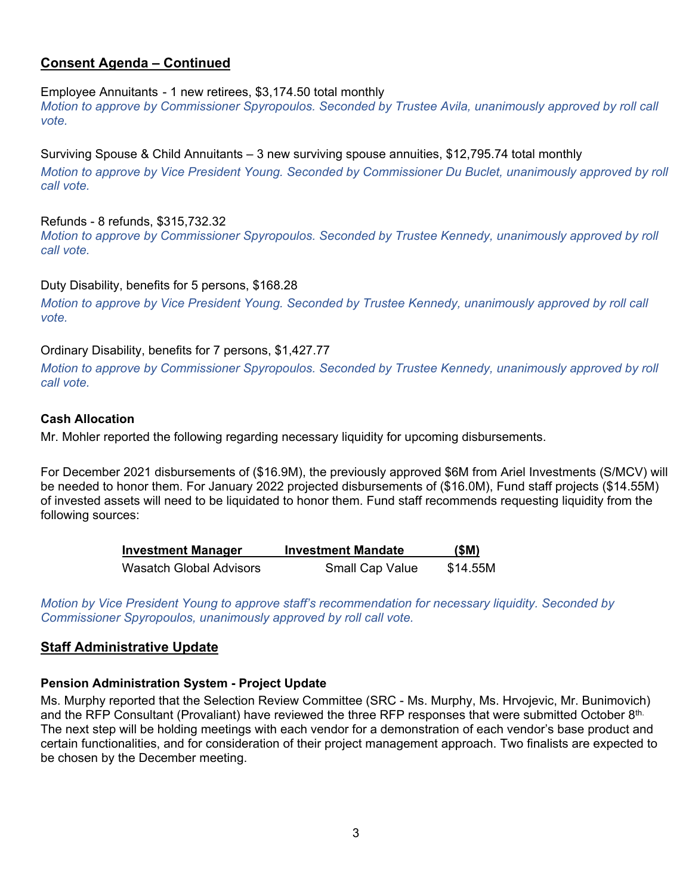## Consent Agenda – Continued

Employee Annuitants - 1 new retirees, $3,174.50 total monthly

*Motion to approve by Commissioner Spyropoulos. Seconded by Trustee Avila, unanimously approved by roll call vote.*

Surviving Spouse & Child Annuitants – 3 new surviving spouse annuities, $12,795.74 total monthly

*Motion to approve by Vice President Young. Seconded by Commissioner Du Buclet, unanimously approved by roll call vote.*

Refunds - 8 refunds, $315,732.32

*Motion to approve by Commissioner Spyropoulos. Seconded by Trustee Kennedy, unanimously approved by roll call vote.*

Duty Disability, benefits for 5 persons, $168.28

*Motion to approve by Vice President Young. Seconded by Trustee Kennedy, unanimously approved by roll call vote.*

Ordinary Disability, benefits for 7 persons, $1,427.77

*Motion to approve by Commissioner Spyropoulos. Seconded by Trustee Kennedy, unanimously approved by roll call vote.*

### Cash Allocation

Mr. Mohler reported the following regarding necessary liquidity for upcoming disbursements.

For December 2021 disbursements of ($16.9M), the previously approved $6M from Ariel Investments (S/MCV) will be needed to honor them. For January 2022 projected disbursements of ($16.0M), Fund staff projects ($14.55M) of invested assets will need to be liquidated to honor them. Fund staff recommends requesting liquidity from the following sources:

| Investment Manager | Investment Mandate | ($M) |
|---|---|---|
| Wasatch Global Advisors | Small Cap Value | $14.55M |

*Motion by Vice President Young to approve staff's recommendation for necessary liquidity. Seconded by Commissioner Spyropoulos, unanimously approved by roll call vote.*

## Staff Administrative Update

### Pension Administration System - Project Update

Ms. Murphy reported that the Selection Review Committee (SRC - Ms. Murphy, Ms. Hrvojevic, Mr. Bunimovich) and the RFP Consultant (Provaliant) have reviewed the three RFP responses that were submitted October 8th. The next step will be holding meetings with each vendor for a demonstration of each vendor's base product and certain functionalities, and for consideration of their project management approach. Two finalists are expected to be chosen by the December meeting.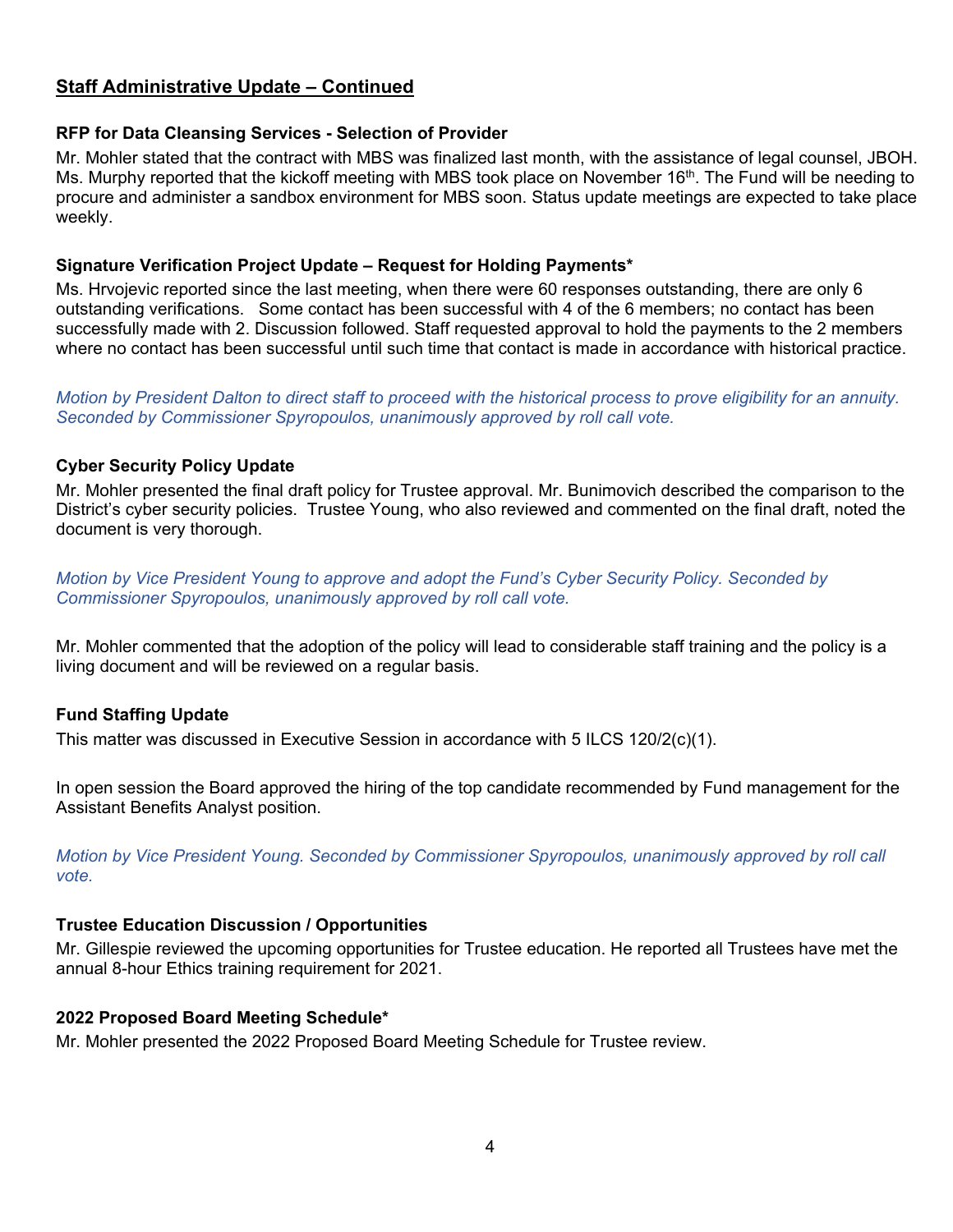## Staff Administrative Update – Continued

### RFP for Data Cleansing Services - Selection of Provider

Mr. Mohler stated that the contract with MBS was finalized last month, with the assistance of legal counsel, JBOH. Ms. Murphy reported that the kickoff meeting with MBS took place on November 16th. The Fund will be needing to procure and administer a sandbox environment for MBS soon. Status update meetings are expected to take place weekly.

### Signature Verification Project Update – Request for Holding Payments*

Ms. Hrvojevic reported since the last meeting, when there were 60 responses outstanding, there are only 6 outstanding verifications. Some contact has been successful with 4 of the 6 members; no contact has been successfully made with 2. Discussion followed. Staff requested approval to hold the payments to the 2 members where no contact has been successful until such time that contact is made in accordance with historical practice.

*Motion by President Dalton to direct staff to proceed with the historical process to prove eligibility for an annuity. Seconded by Commissioner Spyropoulos, unanimously approved by roll call vote.*

### Cyber Security Policy Update

Mr. Mohler presented the final draft policy for Trustee approval. Mr. Bunimovich described the comparison to the District's cyber security policies. Trustee Young, who also reviewed and commented on the final draft, noted the document is very thorough.

*Motion by Vice President Young to approve and adopt the Fund's Cyber Security Policy. Seconded by Commissioner Spyropoulos, unanimously approved by roll call vote.*

Mr. Mohler commented that the adoption of the policy will lead to considerable staff training and the policy is a living document and will be reviewed on a regular basis.

### Fund Staffing Update

This matter was discussed in Executive Session in accordance with 5 ILCS 120/2(c)(1).

In open session the Board approved the hiring of the top candidate recommended by Fund management for the Assistant Benefits Analyst position.

*Motion by Vice President Young. Seconded by Commissioner Spyropoulos, unanimously approved by roll call vote.*

### Trustee Education Discussion / Opportunities

Mr. Gillespie reviewed the upcoming opportunities for Trustee education. He reported all Trustees have met the annual 8-hour Ethics training requirement for 2021.

### 2022 Proposed Board Meeting Schedule*

Mr. Mohler presented the 2022 Proposed Board Meeting Schedule for Trustee review.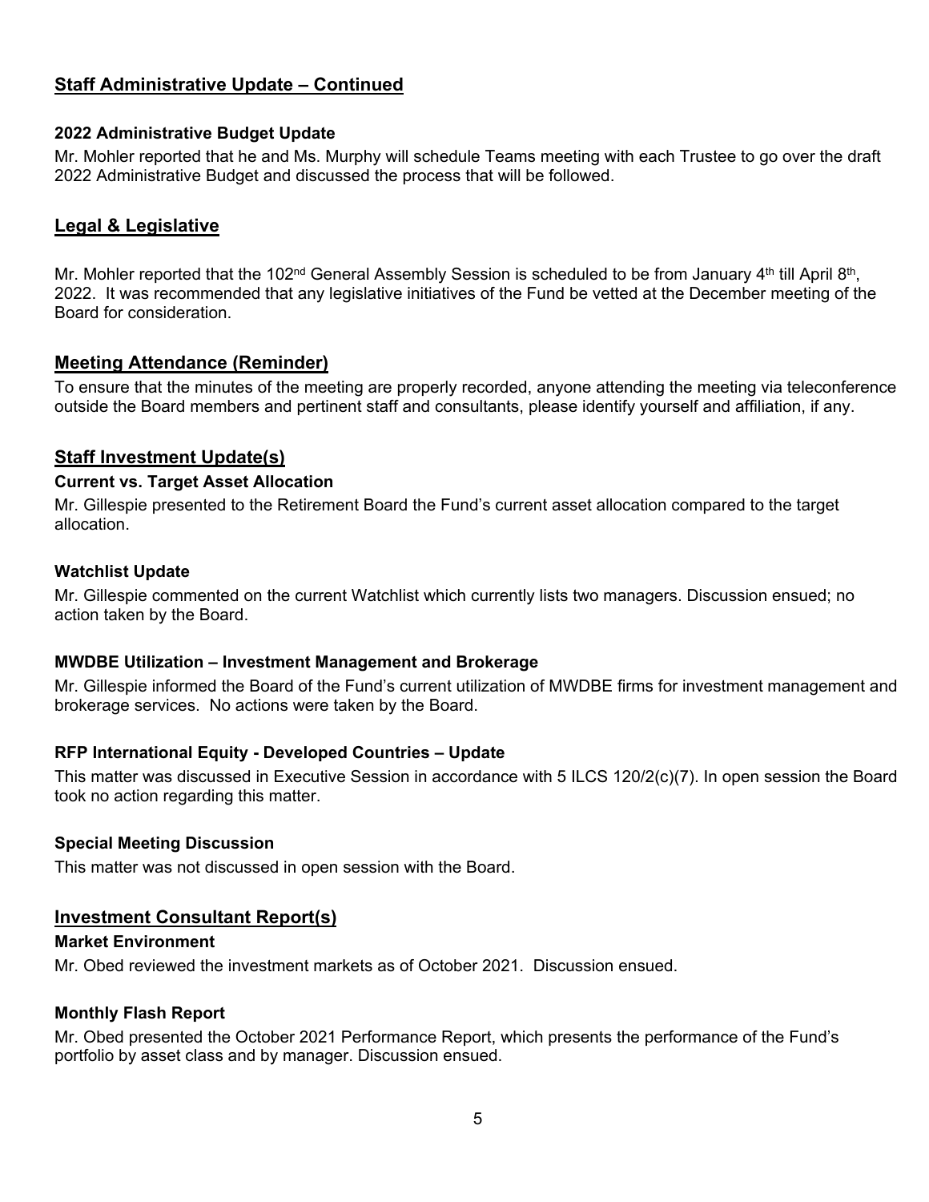## Staff Administrative Update – Continued

### 2022 Administrative Budget Update

Mr. Mohler reported that he and Ms. Murphy will schedule Teams meeting with each Trustee to go over the draft 2022 Administrative Budget and discussed the process that will be followed.

## Legal & Legislative

Mr. Mohler reported that the 102nd General Assembly Session is scheduled to be from January 4th till April 8th, 2022. It was recommended that any legislative initiatives of the Fund be vetted at the December meeting of the Board for consideration.

## Meeting Attendance (Reminder)

To ensure that the minutes of the meeting are properly recorded, anyone attending the meeting via teleconference outside the Board members and pertinent staff and consultants, please identify yourself and affiliation, if any.

## Staff Investment Update(s)

### Current vs. Target Asset Allocation

Mr. Gillespie presented to the Retirement Board the Fund's current asset allocation compared to the target allocation.

### Watchlist Update

Mr. Gillespie commented on the current Watchlist which currently lists two managers. Discussion ensued; no action taken by the Board.

### MWDBE Utilization – Investment Management and Brokerage

Mr. Gillespie informed the Board of the Fund's current utilization of MWDBE firms for investment management and brokerage services. No actions were taken by the Board.

### RFP International Equity - Developed Countries – Update

This matter was discussed in Executive Session in accordance with 5 ILCS 120/2(c)(7). In open session the Board took no action regarding this matter.

### Special Meeting Discussion

This matter was not discussed in open session with the Board.

## Investment Consultant Report(s)

### Market Environment

Mr. Obed reviewed the investment markets as of October 2021. Discussion ensued.

### Monthly Flash Report

Mr. Obed presented the October 2021 Performance Report, which presents the performance of the Fund's portfolio by asset class and by manager. Discussion ensued.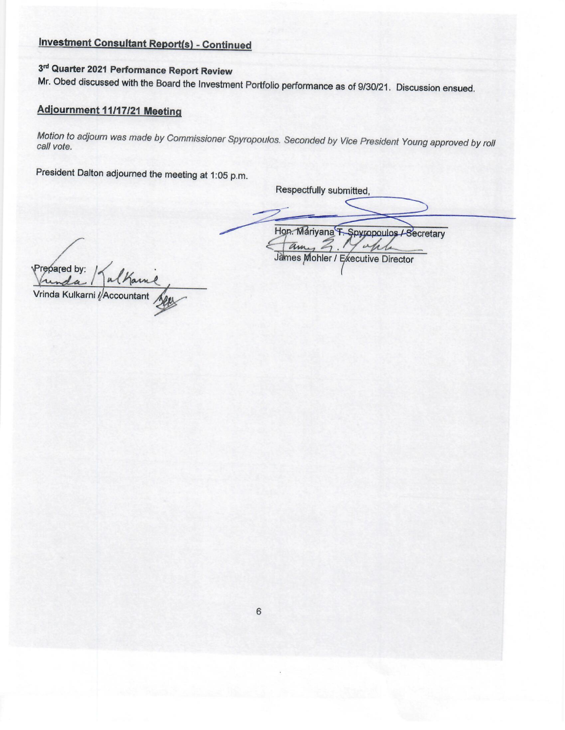## Investment Consultant Report(s) - Continued

### 3rd Quarter 2021 Performance Report Review

Mr. Obed discussed with the Board the Investment Portfolio performance as of 9/30/21. Discussion ensued.

## Adjournment 11/17/21 Meeting

*Motion to adjourn was made by Commissioner Spyropoulos. Seconded by Vice President Young approved by roll call vote.*

President Dalton adjourned the meeting at 1:05 p.m.

Respectfully submitted,

Hon. Mariyana T. Spyropoulos / Secretary

James Mohler / Executive Director

Prepared by:

Vrinda Kulkarni / Accountant